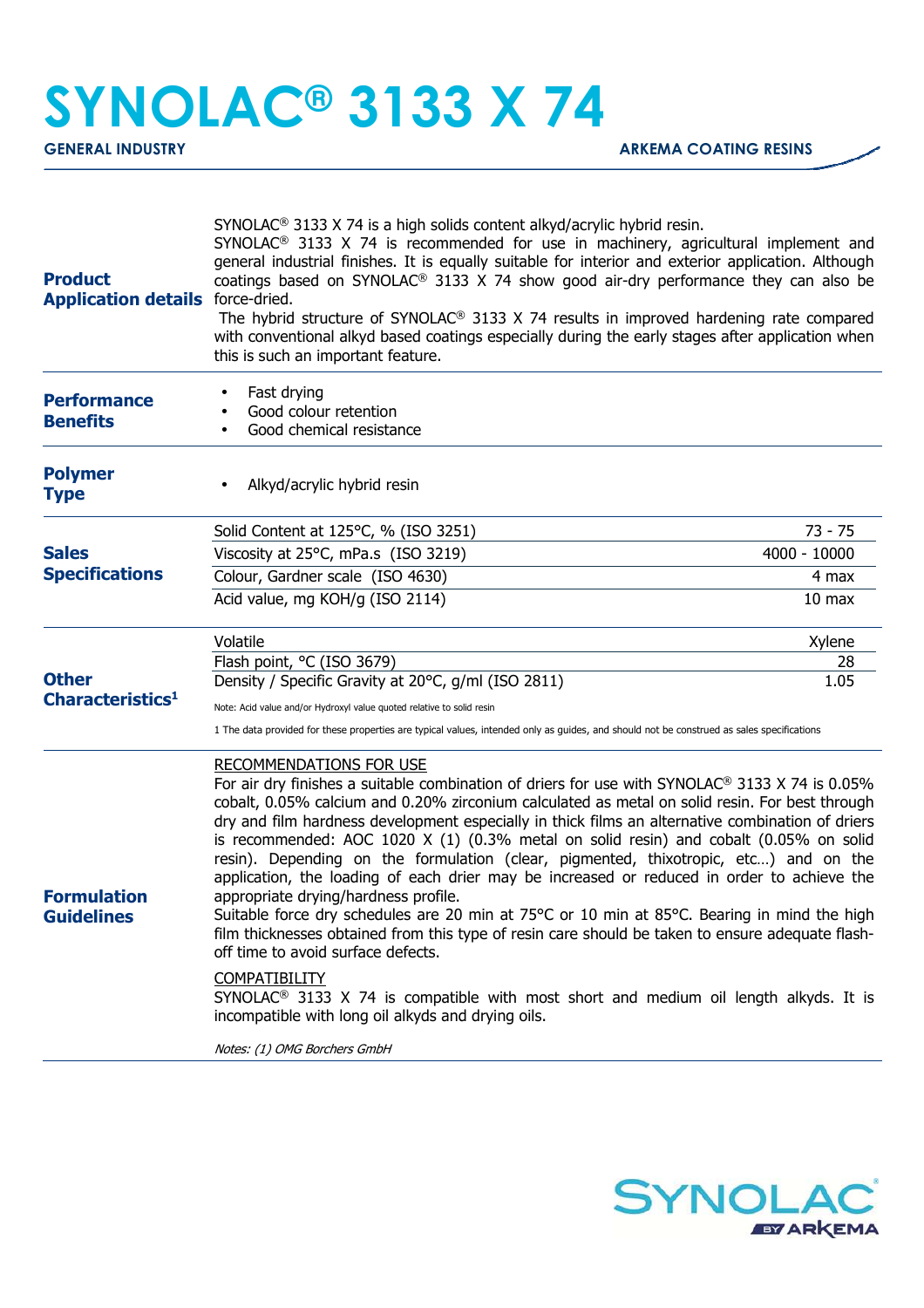# SYNOLAC® 3133 X 74

**GENERAL INDUSTRY** — **ARKEMA COATING RESINS**

## Product Application details

SYNOLAC® 3133 X 74 is a high solids content alkyd/acrylic hybrid resin.
SYNOLAC® 3133 X 74 is recommended for use in machinery, agricultural implement and general industrial finishes. It is equally suitable for interior and exterior application. Although coatings based on SYNOLAC® 3133 X 74 show good air-dry performance they can also be force-dried.
The hybrid structure of SYNOLAC® 3133 X 74 results in improved hardening rate compared with conventional alkyd based coatings especially during the early stages after application when this is such an important feature.

## Performance Benefits

- Fast drying
- Good colour retention
- Good chemical resistance

## Polymer Type

- Alkyd/acrylic hybrid resin

## Sales Specifications

| Property | Value |
|---|---|
| Solid Content at 125°C, % (ISO 3251) | 73 - 75 |
| Viscosity at 25°C, mPa.s (ISO 3219) | 4000 - 10000 |
| Colour, Gardner scale (ISO 4630) | 4 max |
| Acid value, mg KOH/g (ISO 2114) | 10 max |

## Other Characteristics[1]

| Property | Value |
|---|---|
| Volatile | Xylene |
| Flash point, °C (ISO 3679) | 28 |
| Density / Specific Gravity at 20°C, g/ml (ISO 2811) | 1.05 |

Note: Acid value and/or Hydroxyl value quoted relative to solid resin

1 The data provided for these properties are typical values, intended only as guides, and should not be construed as sales specifications

## Formulation Guidelines

RECOMMENDATIONS FOR USE

For air dry finishes a suitable combination of driers for use with SYNOLAC® 3133 X 74 is 0.05% cobalt, 0.05% calcium and 0.20% zirconium calculated as metal on solid resin. For best through dry and film hardness development especially in thick films an alternative combination of driers is recommended: AOC 1020 X (1) (0.3% metal on solid resin) and cobalt (0.05% on solid resin). Depending on the formulation (clear, pigmented, thixotropic, etc…) and on the application, the loading of each drier may be increased or reduced in order to achieve the appropriate drying/hardness profile.
Suitable force dry schedules are 20 min at 75°C or 10 min at 85°C. Bearing in mind the high film thicknesses obtained from this type of resin care should be taken to ensure adequate flash-off time to avoid surface defects.

COMPATIBILITY

SYNOLAC® 3133 X 74 is compatible with most short and medium oil length alkyds. It is incompatible with long oil alkyds and drying oils.

*Notes: (1) OMG Borchers GmbH*

SYNOLAC® BY ARKEMA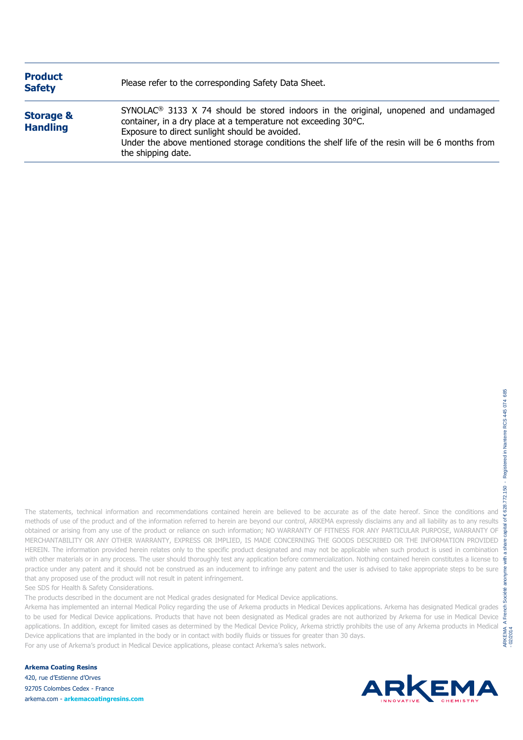| | |
|---|---|
| **Product Safety** | Please refer to the corresponding Safety Data Sheet. |
| **Storage & Handling** | SYNOLAC® 3133 X 74 should be stored indoors in the original, unopened and undamaged container, in a dry place at a temperature not exceeding 30°C. Exposure to direct sunlight should be avoided. Under the above mentioned storage conditions the shelf life of the resin will be 6 months from the shipping date. |

The statements, technical information and recommendations contained herein are believed to be accurate as of the date hereof. Since the conditions and methods of use of the product and of the information referred to herein are beyond our control, ARKEMA expressly disclaims any and all liability as to any results obtained or arising from any use of the product or reliance on such information; NO WARRANTY OF FITNESS FOR ANY PARTICULAR PURPOSE, WARRANTY OF MERCHANTABILITY OR ANY OTHER WARRANTY, EXPRESS OR IMPLIED, IS MADE CONCERNING THE GOODS DESCRIBED OR THE INFORMATION PROVIDED HEREIN. The information provided herein relates only to the specific product designated and may not be applicable when such product is used in combination with other materials or in any process. The user should thoroughly test any application before commercialization. Nothing contained herein constitutes a license to practice under any patent and it should not be construed as an inducement to infringe any patent and the user is advised to take appropriate steps to be sure that any proposed use of the product will not result in patent infringement.
See SDS for Health & Safety Considerations.

The products described in the document are not Medical grades designated for Medical Device applications.

Arkema has implemented an internal Medical Policy regarding the use of Arkema products in Medical Devices applications. Arkema has designated Medical grades to be used for Medical Device applications. Products that have not been designated as Medical grades are not authorized by Arkema for use in Medical Device applications. In addition, except for limited cases as determined by the Medical Device Policy, Arkema strictly prohibits the use of any Arkema products in Medical Device applications that are implanted in the body or in contact with bodily fluids or tissues for greater than 30 days.

For any use of Arkema's product in Medical Device applications, please contact Arkema's sales network.

ARKEMA A French Société anonyme with a share capital of € 628.772.150 - Registered in Nanterre RCS 445 074 685 - 02/2014

**Arkema Coating Resins**
420, rue d'Estienne d'Orves
92705 Colombes Cedex - France
arkema.com - **arkemacoatingresins.com**

ARKEMA INNOVATIVE CHEMISTRY